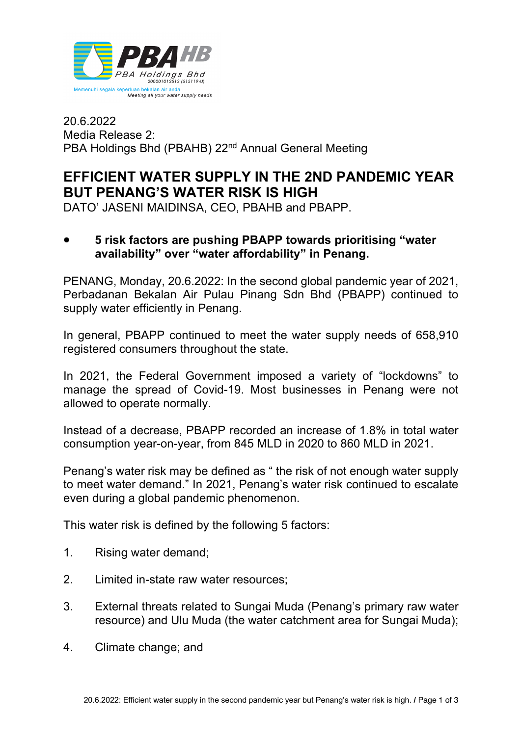20.6.2022
Media Release 2:
PBA Holdings Bhd (PBAHB) 22nd Annual General Meeting

# EFFICIENT WATER SUPPLY IN THE 2ND PANDEMIC YEAR BUT PENANG'S WATER RISK IS HIGH

DATO' JASENI MAIDINSA, CEO, PBAHB and PBAPP.

- **5 risk factors are pushing PBAPP towards prioritising "water availability" over "water affordability" in Penang.**

PENANG, Monday, 20.6.2022: In the second global pandemic year of 2021, Perbadanan Bekalan Air Pulau Pinang Sdn Bhd (PBAPP) continued to supply water efficiently in Penang.

In general, PBAPP continued to meet the water supply needs of 658,910 registered consumers throughout the state.

In 2021, the Federal Government imposed a variety of "lockdowns" to manage the spread of Covid-19. Most businesses in Penang were not allowed to operate normally.

Instead of a decrease, PBAPP recorded an increase of 1.8% in total water consumption year-on-year, from 845 MLD in 2020 to 860 MLD in 2021.

Penang's water risk may be defined as " the risk of not enough water supply to meet water demand." In 2021, Penang's water risk continued to escalate even during a global pandemic phenomenon.

This water risk is defined by the following 5 factors:

1. Rising water demand;
2. Limited in-state raw water resources;
3. External threats related to Sungai Muda (Penang's primary raw water resource) and Ulu Muda (the water catchment area for Sungai Muda);
4. Climate change; and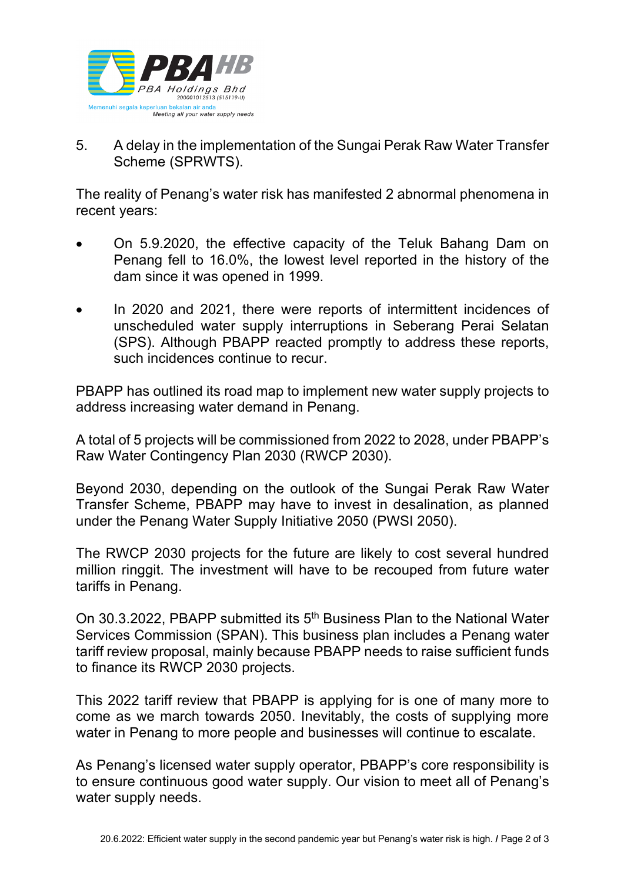5. A delay in the implementation of the Sungai Perak Raw Water Transfer Scheme (SPRWTS).

The reality of Penang's water risk has manifested 2 abnormal phenomena in recent years:

- On 5.9.2020, the effective capacity of the Teluk Bahang Dam on Penang fell to 16.0%, the lowest level reported in the history of the dam since it was opened in 1999.
- In 2020 and 2021, there were reports of intermittent incidences of unscheduled water supply interruptions in Seberang Perai Selatan (SPS). Although PBAPP reacted promptly to address these reports, such incidences continue to recur.

PBAPP has outlined its road map to implement new water supply projects to address increasing water demand in Penang.

A total of 5 projects will be commissioned from 2022 to 2028, under PBAPP's Raw Water Contingency Plan 2030 (RWCP 2030).

Beyond 2030, depending on the outlook of the Sungai Perak Raw Water Transfer Scheme, PBAPP may have to invest in desalination, as planned under the Penang Water Supply Initiative 2050 (PWSI 2050).

The RWCP 2030 projects for the future are likely to cost several hundred million ringgit. The investment will have to be recouped from future water tariffs in Penang.

On 30.3.2022, PBAPP submitted its 5th Business Plan to the National Water Services Commission (SPAN). This business plan includes a Penang water tariff review proposal, mainly because PBAPP needs to raise sufficient funds to finance its RWCP 2030 projects.

This 2022 tariff review that PBAPP is applying for is one of many more to come as we march towards 2050. Inevitably, the costs of supplying more water in Penang to more people and businesses will continue to escalate.

As Penang's licensed water supply operator, PBAPP's core responsibility is to ensure continuous good water supply. Our vision to meet all of Penang's water supply needs.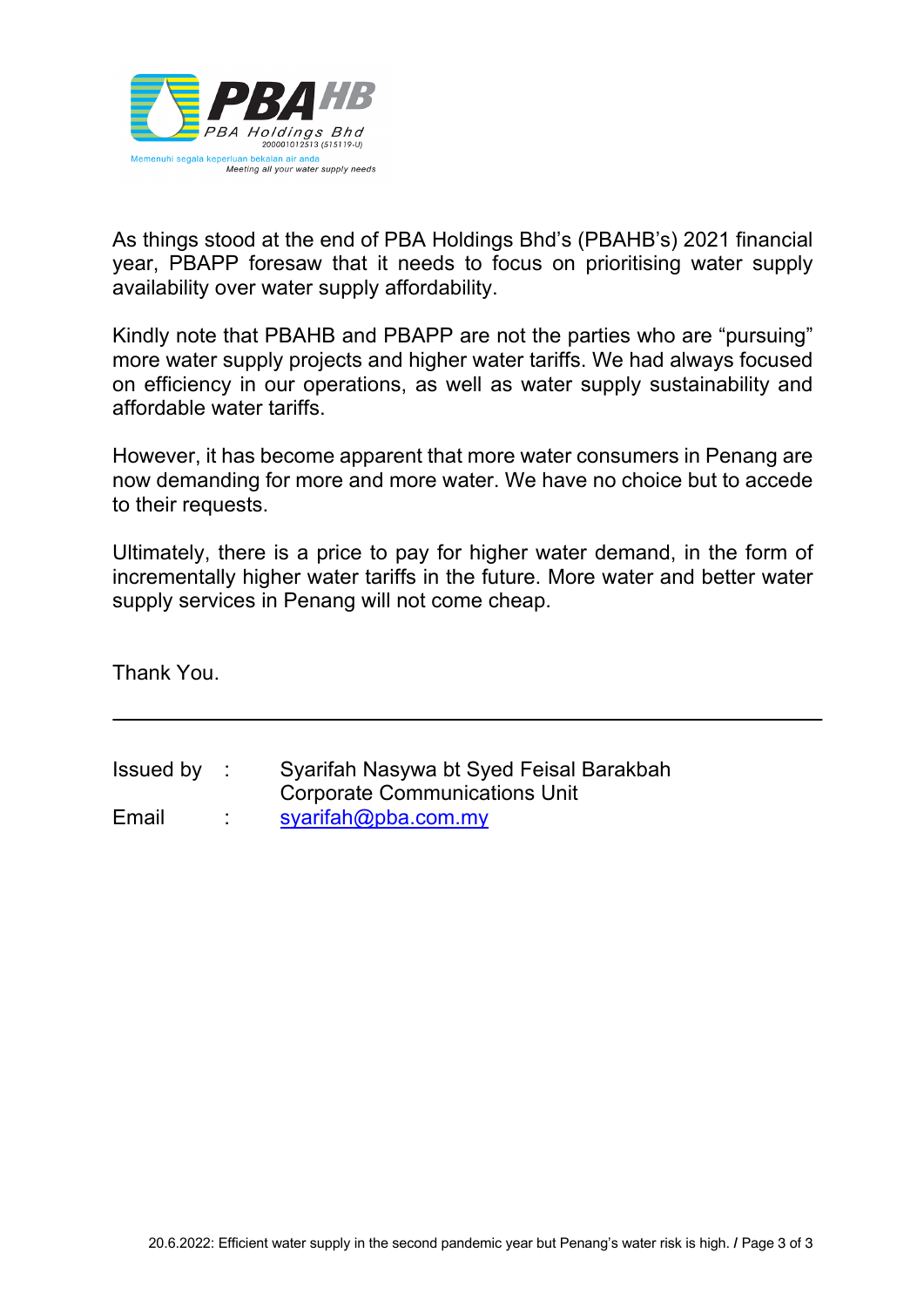As things stood at the end of PBA Holdings Bhd's (PBAHB's) 2021 financial year, PBAPP foresaw that it needs to focus on prioritising water supply availability over water supply affordability.

Kindly note that PBAHB and PBAPP are not the parties who are "pursuing" more water supply projects and higher water tariffs. We had always focused on efficiency in our operations, as well as water supply sustainability and affordable water tariffs.

However, it has become apparent that more water consumers in Penang are now demanding for more and more water. We have no choice but to accede to their requests.

Ultimately, there is a price to pay for higher water demand, in the form of incrementally higher water tariffs in the future. More water and better water supply services in Penang will not come cheap.

Thank You.

---

| | | |
|---|---|---|
| Issued by | : | Syarifah Nasywa bt Syed Feisal Barakbah<br>Corporate Communications Unit |
| Email | : | syarifah@pba.com.my |